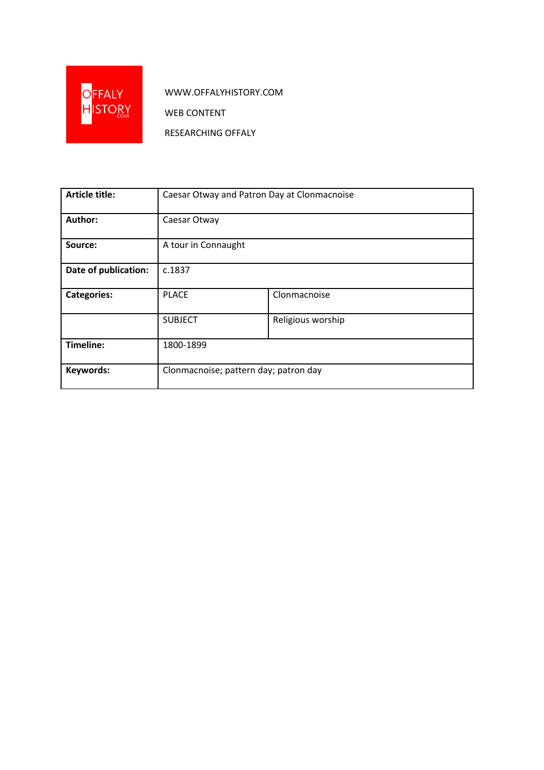OFFALY HISTORY .COM

WWW.OFFALYHISTORY.COM

WEB CONTENT

RESEARCHING OFFALY

| **Article title:** | Caesar Otway and Patron Day at Clonmacnoise | |
|---|---|---|
| **Author:** | Caesar Otway | |
| **Source:** | A tour in Connaught | |
| **Date of publication:** | c.1837 | |
| **Categories:** | PLACE | Clonmacnoise |
| | SUBJECT | Religious worship |
| **Timeline:** | 1800-1899 | |
| **Keywords:** | Clonmacnoise; pattern day; patron day | |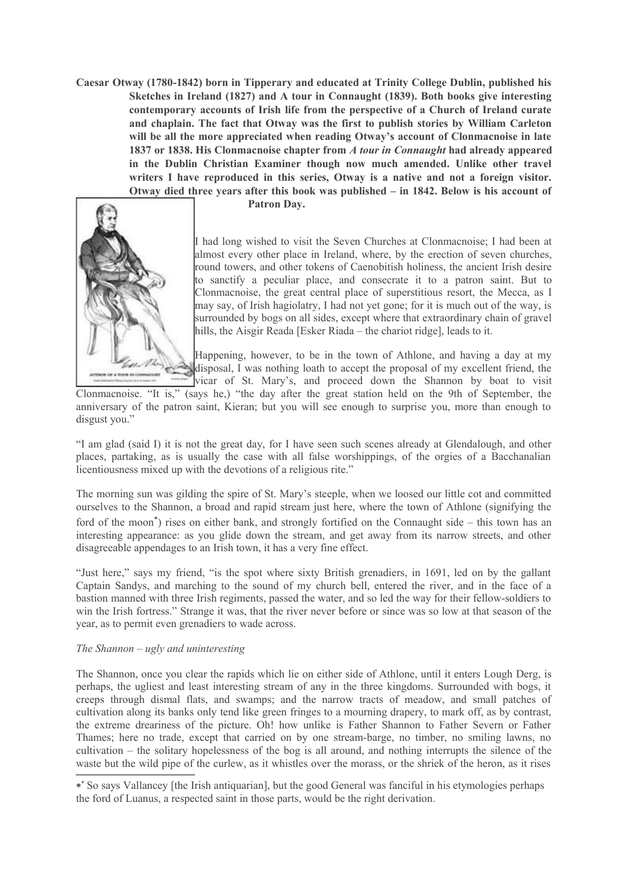**Caesar Otway (1780-1842) born in Tipperary and educated at Trinity College Dublin, published his Sketches in Ireland (1827) and A tour in Connaught (1839). Both books give interesting contemporary accounts of Irish life from the perspective of a Church of Ireland curate and chaplain. The fact that Otway was the first to publish stories by William Carleton will be all the more appreciated when reading Otway's account of Clonmacnoise in late 1837 or 1838. His Clonmacnoise chapter from *A tour in Connaught* had already appeared in the Dublin Christian Examiner though now much amended. Unlike other travel writers I have reproduced in this series, Otway is a native and not a foreign visitor. Otway died three years after this book was published – in 1842. Below is his account of Patron Day.**

I had long wished to visit the Seven Churches at Clonmacnoise; I had been at almost every other place in Ireland, where, by the erection of seven churches, round towers, and other tokens of Caenobitish holiness, the ancient Irish desire to sanctify a peculiar place, and consecrate it to a patron saint. But to Clonmacnoise, the great central place of superstitious resort, the Mecca, as I may say, of Irish hagiolatry, I had not yet gone; for it is much out of the way, is surrounded by bogs on all sides, except where that extraordinary chain of gravel hills, the Aisgir Reada [Esker Riada – the chariot ridge], leads to it.

Happening, however, to be in the town of Athlone, and having a day at my disposal, I was nothing loath to accept the proposal of my excellent friend, the vicar of St. Mary's, and proceed down the Shannon by boat to visit Clonmacnoise. "It is," (says he,) "the day after the great station held on the 9th of September, the anniversary of the patron saint, Kieran; but you will see enough to surprise you, more than enough to disgust you."

"I am glad (said I) it is not the great day, for I have seen such scenes already at Glendalough, and other places, partaking, as is usually the case with all false worshippings, of the orgies of a Bacchanalian licentiousness mixed up with the devotions of a religious rite."

The morning sun was gilding the spire of St. Mary's steeple, when we loosed our little cot and committed ourselves to the Shannon, a broad and rapid stream just here, where the town of Athlone (signifying the ford of the moon*) rises on either bank, and strongly fortified on the Connaught side – this town has an interesting appearance: as you glide down the stream, and get away from its narrow streets, and other disagreeable appendages to an Irish town, it has a very fine effect.

"Just here," says my friend, "is the spot where sixty British grenadiers, in 1691, led on by the gallant Captain Sandys, and marching to the sound of my church bell, entered the river, and in the face of a bastion manned with three Irish regiments, passed the water, and so led the way for their fellow-soldiers to win the Irish fortress." Strange it was, that the river never before or since was so low at that season of the year, as to permit even grenadiers to wade across.

*The Shannon – ugly and uninteresting*

The Shannon, once you clear the rapids which lie on either side of Athlone, until it enters Lough Derg, is perhaps, the ugliest and least interesting stream of any in the three kingdoms. Surrounded with bogs, it creeps through dismal flats, and swamps; and the narrow tracts of meadow, and small patches of cultivation along its banks only tend like green fringes to a mourning drapery, to mark off, as by contrast, the extreme dreariness of the picture. Oh! how unlike is Father Shannon to Father Severn or Father Thames; here no trade, except that carried on by one stream-barge, no timber, no smiling lawns, no cultivation – the solitary hopelessness of the bog is all around, and nothing interrupts the silence of the waste but the wild pipe of the curlew, as it whistles over the morass, or the shriek of the heron, as it rises

---

* So says Vallancey [the Irish antiquarian], but the good General was fanciful in his etymologies perhaps the ford of Luanus, a respected saint in those parts, would be the right derivation.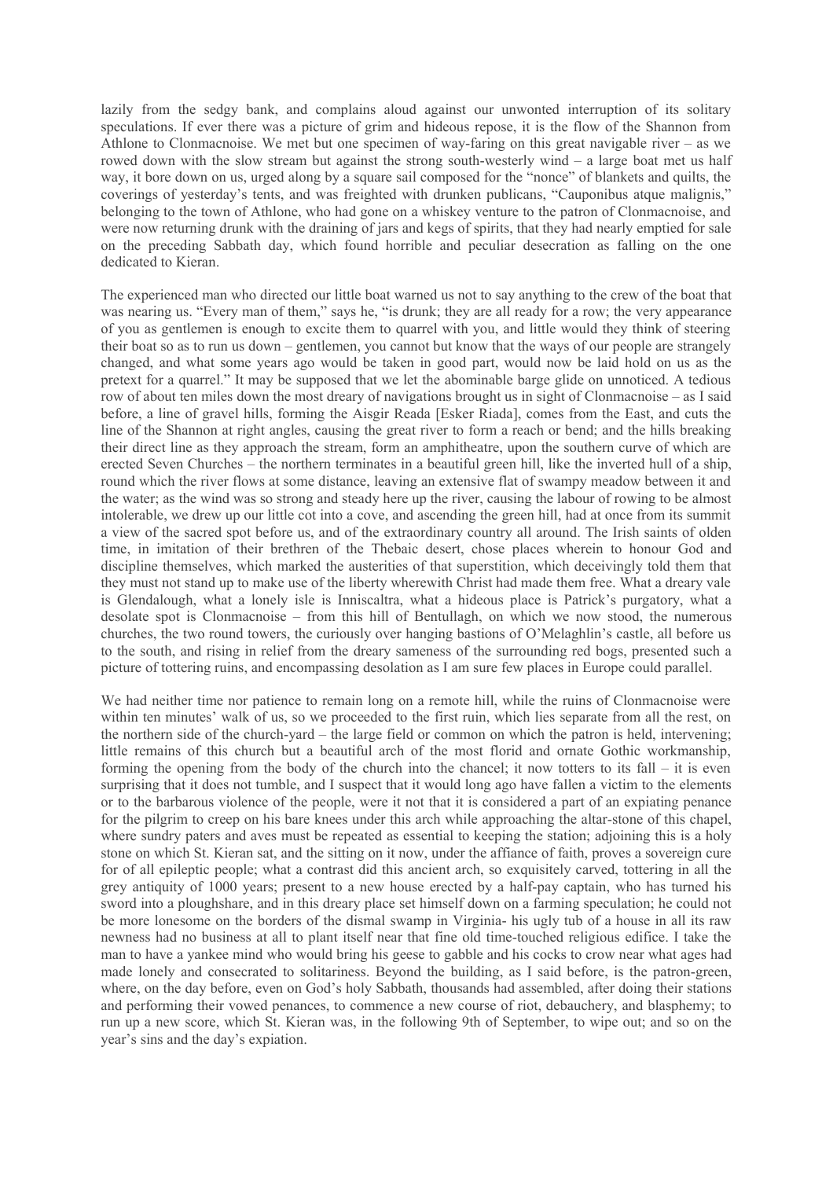lazily from the sedgy bank, and complains aloud against our unwonted interruption of its solitary speculations. If ever there was a picture of grim and hideous repose, it is the flow of the Shannon from Athlone to Clonmacnoise. We met but one specimen of way-faring on this great navigable river – as we rowed down with the slow stream but against the strong south-westerly wind – a large boat met us half way, it bore down on us, urged along by a square sail composed for the "nonce" of blankets and quilts, the coverings of yesterday's tents, and was freighted with drunken publicans, "Cauponibus atque malignis," belonging to the town of Athlone, who had gone on a whiskey venture to the patron of Clonmacnoise, and were now returning drunk with the draining of jars and kegs of spirits, that they had nearly emptied for sale on the preceding Sabbath day, which found horrible and peculiar desecration as falling on the one dedicated to Kieran.

The experienced man who directed our little boat warned us not to say anything to the crew of the boat that was nearing us. "Every man of them," says he, "is drunk; they are all ready for a row; the very appearance of you as gentlemen is enough to excite them to quarrel with you, and little would they think of steering their boat so as to run us down – gentlemen, you cannot but know that the ways of our people are strangely changed, and what some years ago would be taken in good part, would now be laid hold on us as the pretext for a quarrel." It may be supposed that we let the abominable barge glide on unnoticed. A tedious row of about ten miles down the most dreary of navigations brought us in sight of Clonmacnoise – as I said before, a line of gravel hills, forming the Aisgir Reada [Esker Riada], comes from the East, and cuts the line of the Shannon at right angles, causing the great river to form a reach or bend; and the hills breaking their direct line as they approach the stream, form an amphitheatre, upon the southern curve of which are erected Seven Churches – the northern terminates in a beautiful green hill, like the inverted hull of a ship, round which the river flows at some distance, leaving an extensive flat of swampy meadow between it and the water; as the wind was so strong and steady here up the river, causing the labour of rowing to be almost intolerable, we drew up our little cot into a cove, and ascending the green hill, had at once from its summit a view of the sacred spot before us, and of the extraordinary country all around. The Irish saints of olden time, in imitation of their brethren of the Thebaic desert, chose places wherein to honour God and discipline themselves, which marked the austerities of that superstition, which deceivingly told them that they must not stand up to make use of the liberty wherewith Christ had made them free. What a dreary vale is Glendalough, what a lonely isle is Inniscaltra, what a hideous place is Patrick's purgatory, what a desolate spot is Clonmacnoise – from this hill of Bentullagh, on which we now stood, the numerous churches, the two round towers, the curiously over hanging bastions of O'Melaghlin's castle, all before us to the south, and rising in relief from the dreary sameness of the surrounding red bogs, presented such a picture of tottering ruins, and encompassing desolation as I am sure few places in Europe could parallel.

We had neither time nor patience to remain long on a remote hill, while the ruins of Clonmacnoise were within ten minutes' walk of us, so we proceeded to the first ruin, which lies separate from all the rest, on the northern side of the church-yard – the large field or common on which the patron is held, intervening; little remains of this church but a beautiful arch of the most florid and ornate Gothic workmanship, forming the opening from the body of the church into the chancel; it now totters to its fall – it is even surprising that it does not tumble, and I suspect that it would long ago have fallen a victim to the elements or to the barbarous violence of the people, were it not that it is considered a part of an expiating penance for the pilgrim to creep on his bare knees under this arch while approaching the altar-stone of this chapel, where sundry paters and aves must be repeated as essential to keeping the station; adjoining this is a holy stone on which St. Kieran sat, and the sitting on it now, under the affiance of faith, proves a sovereign cure for of all epileptic people; what a contrast did this ancient arch, so exquisitely carved, tottering in all the grey antiquity of 1000 years; present to a new house erected by a half-pay captain, who has turned his sword into a ploughshare, and in this dreary place set himself down on a farming speculation; he could not be more lonesome on the borders of the dismal swamp in Virginia- his ugly tub of a house in all its raw newness had no business at all to plant itself near that fine old time-touched religious edifice. I take the man to have a yankee mind who would bring his geese to gabble and his cocks to crow near what ages had made lonely and consecrated to solitariness. Beyond the building, as I said before, is the patron-green, where, on the day before, even on God's holy Sabbath, thousands had assembled, after doing their stations and performing their vowed penances, to commence a new course of riot, debauchery, and blasphemy; to run up a new score, which St. Kieran was, in the following 9th of September, to wipe out; and so on the year's sins and the day's expiation.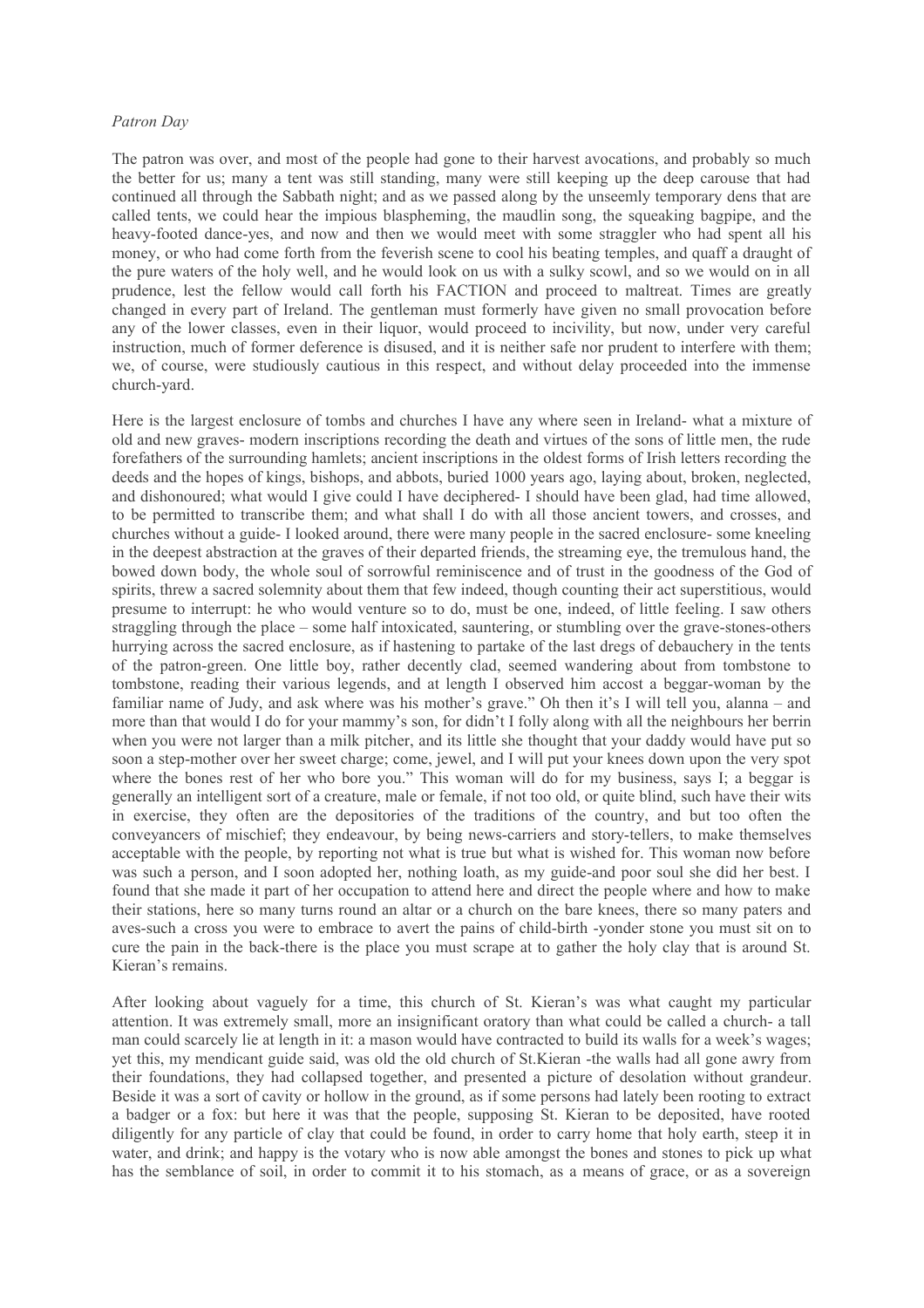*Patron Day*

The patron was over, and most of the people had gone to their harvest avocations, and probably so much the better for us; many a tent was still standing, many were still keeping up the deep carouse that had continued all through the Sabbath night; and as we passed along by the unseemly temporary dens that are called tents, we could hear the impious blaspheming, the maudlin song, the squeaking bagpipe, and the heavy-footed dance-yes, and now and then we would meet with some straggler who had spent all his money, or who had come forth from the feverish scene to cool his beating temples, and quaff a draught of the pure waters of the holy well, and he would look on us with a sulky scowl, and so we would on in all prudence, lest the fellow would call forth his FACTION and proceed to maltreat. Times are greatly changed in every part of Ireland. The gentleman must formerly have given no small provocation before any of the lower classes, even in their liquor, would proceed to incivility, but now, under very careful instruction, much of former deference is disused, and it is neither safe nor prudent to interfere with them; we, of course, were studiously cautious in this respect, and without delay proceeded into the immense church-yard.

Here is the largest enclosure of tombs and churches I have any where seen in Ireland- what a mixture of old and new graves- modern inscriptions recording the death and virtues of the sons of little men, the rude forefathers of the surrounding hamlets; ancient inscriptions in the oldest forms of Irish letters recording the deeds and the hopes of kings, bishops, and abbots, buried 1000 years ago, laying about, broken, neglected, and dishonoured; what would I give could I have deciphered- I should have been glad, had time allowed, to be permitted to transcribe them; and what shall I do with all those ancient towers, and crosses, and churches without a guide- I looked around, there were many people in the sacred enclosure- some kneeling in the deepest abstraction at the graves of their departed friends, the streaming eye, the tremulous hand, the bowed down body, the whole soul of sorrowful reminiscence and of trust in the goodness of the God of spirits, threw a sacred solemnity about them that few indeed, though counting their act superstitious, would presume to interrupt: he who would venture so to do, must be one, indeed, of little feeling. I saw others straggling through the place – some half intoxicated, sauntering, or stumbling over the grave-stones-others hurrying across the sacred enclosure, as if hastening to partake of the last dregs of debauchery in the tents of the patron-green. One little boy, rather decently clad, seemed wandering about from tombstone to tombstone, reading their various legends, and at length I observed him accost a beggar-woman by the familiar name of Judy, and ask where was his mother's grave." Oh then it's I will tell you, alanna – and more than that would I do for your mammy's son, for didn't I folly along with all the neighbours her berrin when you were not larger than a milk pitcher, and its little she thought that your daddy would have put so soon a step-mother over her sweet charge; come, jewel, and I will put your knees down upon the very spot where the bones rest of her who bore you." This woman will do for my business, says I; a beggar is generally an intelligent sort of a creature, male or female, if not too old, or quite blind, such have their wits in exercise, they often are the depositories of the traditions of the country, and but too often the conveyancers of mischief; they endeavour, by being news-carriers and story-tellers, to make themselves acceptable with the people, by reporting not what is true but what is wished for. This woman now before was such a person, and I soon adopted her, nothing loath, as my guide-and poor soul she did her best. I found that she made it part of her occupation to attend here and direct the people where and how to make their stations, here so many turns round an altar or a church on the bare knees, there so many paters and aves-such a cross you were to embrace to avert the pains of child-birth -yonder stone you must sit on to cure the pain in the back-there is the place you must scrape at to gather the holy clay that is around St. Kieran's remains.

After looking about vaguely for a time, this church of St. Kieran's was what caught my particular attention. It was extremely small, more an insignificant oratory than what could be called a church- a tall man could scarcely lie at length in it: a mason would have contracted to build its walls for a week's wages; yet this, my mendicant guide said, was old the old church of St.Kieran -the walls had all gone awry from their foundations, they had collapsed together, and presented a picture of desolation without grandeur. Beside it was a sort of cavity or hollow in the ground, as if some persons had lately been rooting to extract a badger or a fox: but here it was that the people, supposing St. Kieran to be deposited, have rooted diligently for any particle of clay that could be found, in order to carry home that holy earth, steep it in water, and drink; and happy is the votary who is now able amongst the bones and stones to pick up what has the semblance of soil, in order to commit it to his stomach, as a means of grace, or as a sovereign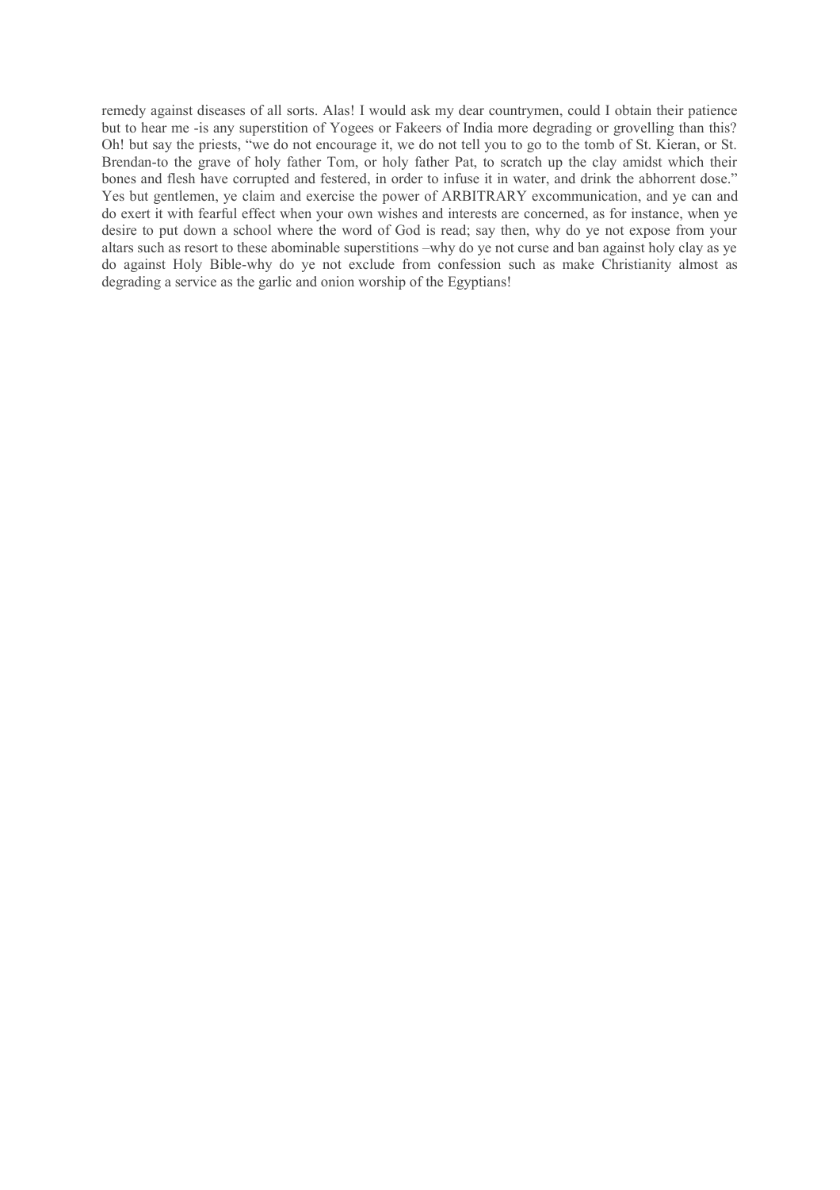remedy against diseases of all sorts. Alas! I would ask my dear countrymen, could I obtain their patience but to hear me -is any superstition of Yogees or Fakeers of India more degrading or grovelling than this? Oh! but say the priests, "we do not encourage it, we do not tell you to go to the tomb of St. Kieran, or St. Brendan-to the grave of holy father Tom, or holy father Pat, to scratch up the clay amidst which their bones and flesh have corrupted and festered, in order to infuse it in water, and drink the abhorrent dose." Yes but gentlemen, ye claim and exercise the power of ARBITRARY excommunication, and ye can and do exert it with fearful effect when your own wishes and interests are concerned, as for instance, when ye desire to put down a school where the word of God is read; say then, why do ye not expose from your altars such as resort to these abominable superstitions –why do ye not curse and ban against holy clay as ye do against Holy Bible-why do ye not exclude from confession such as make Christianity almost as degrading a service as the garlic and onion worship of the Egyptians!